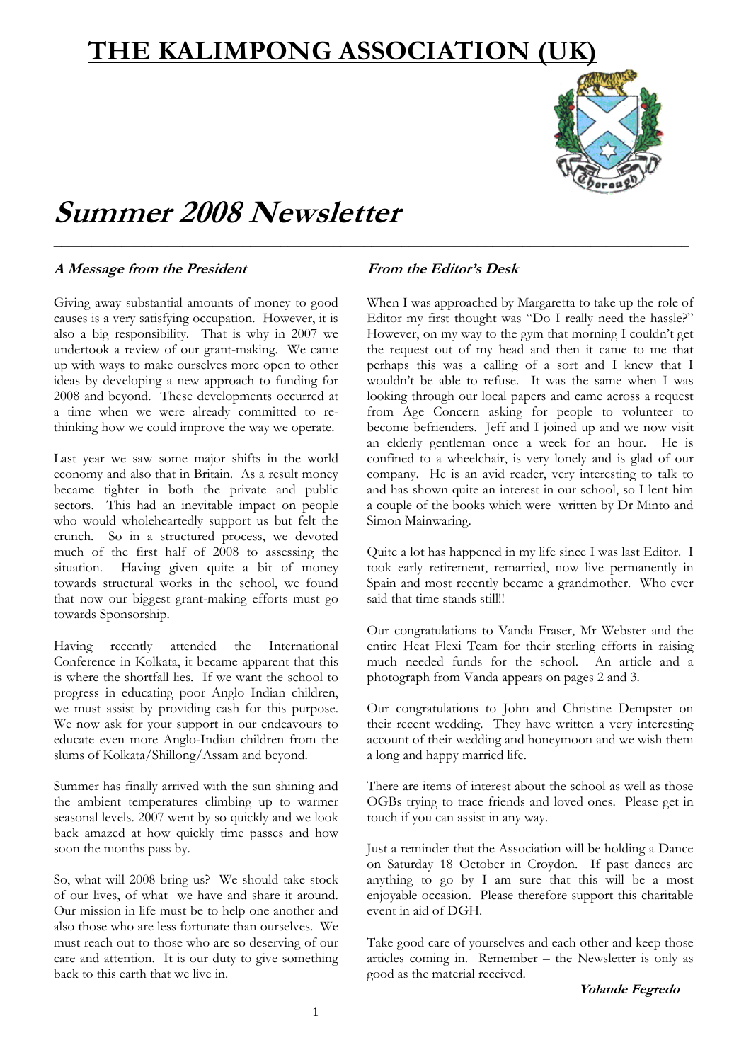# THE KALIMPONG ASSOCIATION (UK)

# Summer 2008 Newsletter

### *A Message from the President*

Giving away substantial amounts of money to good causes is a very satisfying occupation. However, it is also a big responsibility. That is why in 2007 we undertook a review of our grant-making. We came up with ways to make ourselves more open to other ideas by developing a new approach to funding for 2008 and beyond. These developments occurred at a time when we were already committed to re-thinking how we could improve the way we operate.

Last year we saw some major shifts in the world economy and also that in Britain. As a result money became tighter in both the private and public sectors. This had an inevitable impact on people who would wholeheartedly support us but felt the crunch. So in a structured process, we devoted much of the first half of 2008 to assessing the situation. Having given quite a bit of money towards structural works in the school, we found that now our biggest grant-making efforts must go towards Sponsorship.

Having recently attended the International Conference in Kolkata, it became apparent that this is where the shortfall lies. If we want the school to progress in educating poor Anglo Indian children, we must assist by providing cash for this purpose. We now ask for your support in our endeavours to educate even more Anglo-Indian children from the slums of Kolkata/Shillong/Assam and beyond.

Summer has finally arrived with the sun shining and the ambient temperatures climbing up to warmer seasonal levels. 2007 went by so quickly and we look back amazed at how quickly time passes and how soon the months pass by.

So, what will 2008 bring us? We should take stock of our lives, of what we have and share it around. Our mission in life must be to help one another and also those who are less fortunate than ourselves. We must reach out to those who are so deserving of our care and attention. It is our duty to give something back to this earth that we live in.

### *From the Editor's Desk*

When I was approached by Margaretta to take up the role of Editor my first thought was "Do I really need the hassle?" However, on my way to the gym that morning I couldn't get the request out of my head and then it came to me that perhaps this was a calling of a sort and I knew that I wouldn't be able to refuse. It was the same when I was looking through our local papers and came across a request from Age Concern asking for people to volunteer to become befrienders. Jeff and I joined up and we now visit an elderly gentleman once a week for an hour. He is confined to a wheelchair, is very lonely and is glad of our company. He is an avid reader, very interesting to talk to and has shown quite an interest in our school, so I lent him a couple of the books which were written by Dr Minto and Simon Mainwaring.

Quite a lot has happened in my life since I was last Editor. I took early retirement, remarried, now live permanently in Spain and most recently became a grandmother. Who ever said that time stands still!!

Our congratulations to Vanda Fraser, Mr Webster and the entire Heat Flexi Team for their sterling efforts in raising much needed funds for the school. An article and a photograph from Vanda appears on pages 2 and 3.

Our congratulations to John and Christine Dempster on their recent wedding. They have written a very interesting account of their wedding and honeymoon and we wish them a long and happy married life.

There are items of interest about the school as well as those OGBs trying to trace friends and loved ones. Please get in touch if you can assist in any way.

Just a reminder that the Association will be holding a Dance on Saturday 18 October in Croydon. If past dances are anything to go by I am sure that this will be a most enjoyable occasion. Please therefore support this charitable event in aid of DGH.

Take good care of yourselves and each other and keep those articles coming in. Remember – the Newsletter is only as good as the material received.

***Yolande Fegredo***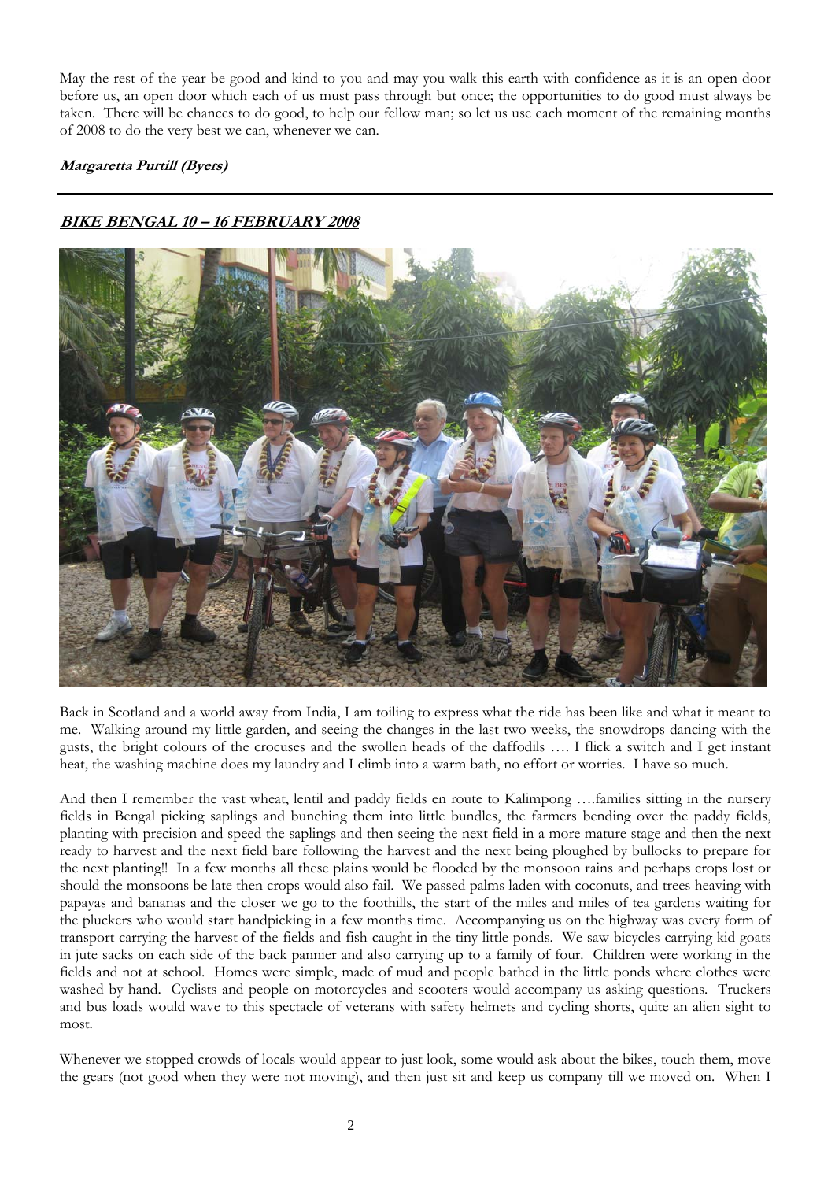May the rest of the year be good and kind to you and may you walk this earth with confidence as it is an open door before us, an open door which each of us must pass through but once; the opportunities to do good must always be taken. There will be chances to do good, to help our fellow man; so let us use each moment of the remaining months of 2008 to do the very best we can, whenever we can.

***Margaretta Purtill (Byers)***

---

## ***BIKE BENGAL 10 – 16 FEBRUARY 2008***

Back in Scotland and a world away from India, I am toiling to express what the ride has been like and what it meant to me. Walking around my little garden, and seeing the changes in the last two weeks, the snowdrops dancing with the gusts, the bright colours of the crocuses and the swollen heads of the daffodils …. I flick a switch and I get instant heat, the washing machine does my laundry and I climb into a warm bath, no effort or worries. I have so much.

And then I remember the vast wheat, lentil and paddy fields en route to Kalimpong ….families sitting in the nursery fields in Bengal picking saplings and bunching them into little bundles, the farmers bending over the paddy fields, planting with precision and speed the saplings and then seeing the next field in a more mature stage and then the next ready to harvest and the next field bare following the harvest and the next being ploughed by bullocks to prepare for the next planting!! In a few months all these plains would be flooded by the monsoon rains and perhaps crops lost or should the monsoons be late then crops would also fail. We passed palms laden with coconuts, and trees heaving with papayas and bananas and the closer we go to the foothills, the start of the miles and miles of tea gardens waiting for the pluckers who would start handpicking in a few months time. Accompanying us on the highway was every form of transport carrying the harvest of the fields and fish caught in the tiny little ponds. We saw bicycles carrying kid goats in jute sacks on each side of the back pannier and also carrying up to a family of four. Children were working in the fields and not at school. Homes were simple, made of mud and people bathed in the little ponds where clothes were washed by hand. Cyclists and people on motorcycles and scooters would accompany us asking questions. Truckers and bus loads would wave to this spectacle of veterans with safety helmets and cycling shorts, quite an alien sight to most.

Whenever we stopped crowds of locals would appear to just look, some would ask about the bikes, touch them, move the gears (not good when they were not moving), and then just sit and keep us company till we moved on. When I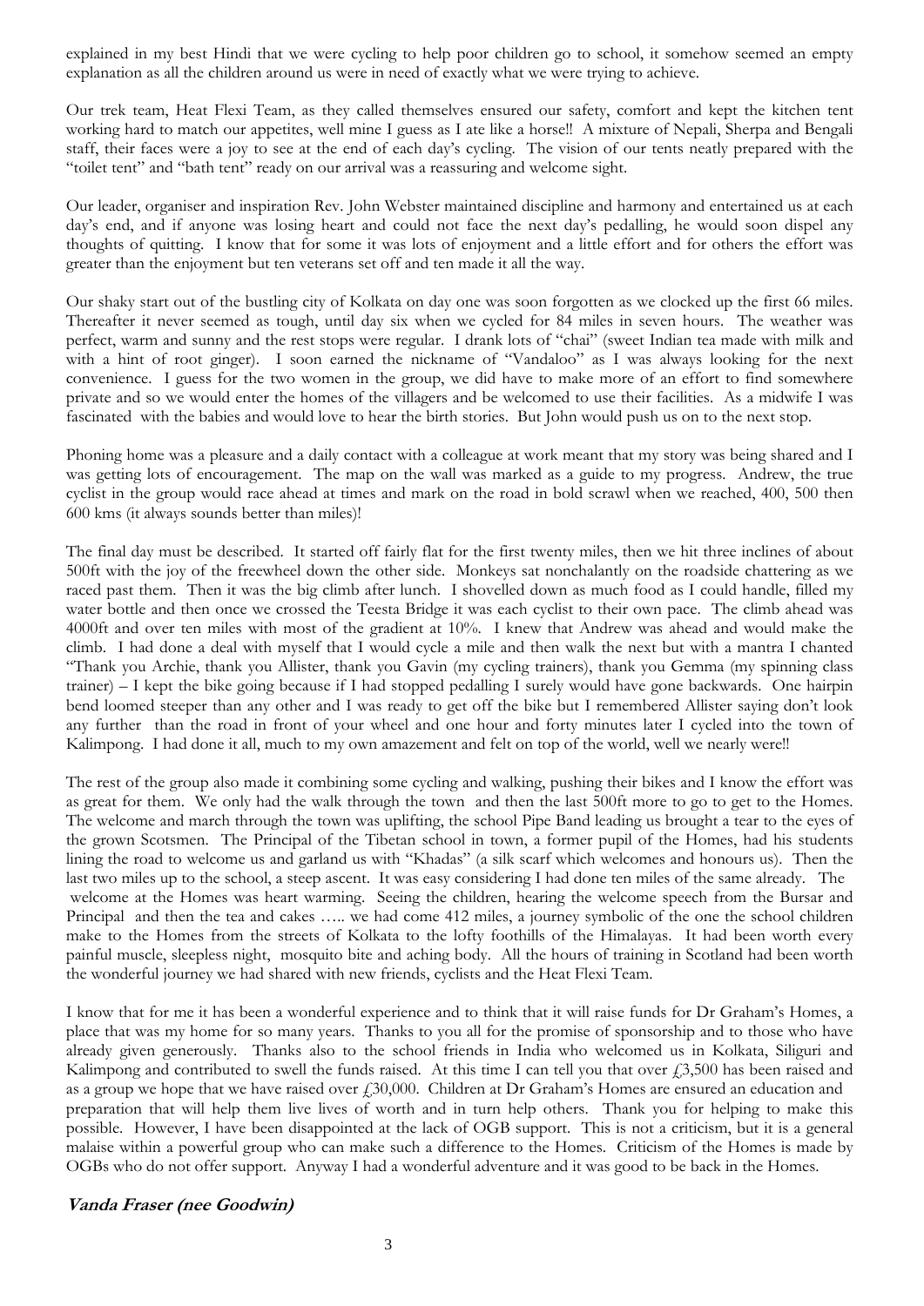explained in my best Hindi that we were cycling to help poor children go to school, it somehow seemed an empty explanation as all the children around us were in need of exactly what we were trying to achieve.

Our trek team, Heat Flexi Team, as they called themselves ensured our safety, comfort and kept the kitchen tent working hard to match our appetites, well mine I guess as I ate like a horse!! A mixture of Nepali, Sherpa and Bengali staff, their faces were a joy to see at the end of each day's cycling. The vision of our tents neatly prepared with the "toilet tent" and "bath tent" ready on our arrival was a reassuring and welcome sight.

Our leader, organiser and inspiration Rev. John Webster maintained discipline and harmony and entertained us at each day's end, and if anyone was losing heart and could not face the next day's pedalling, he would soon dispel any thoughts of quitting. I know that for some it was lots of enjoyment and a little effort and for others the effort was greater than the enjoyment but ten veterans set off and ten made it all the way.

Our shaky start out of the bustling city of Kolkata on day one was soon forgotten as we clocked up the first 66 miles. Thereafter it never seemed as tough, until day six when we cycled for 84 miles in seven hours. The weather was perfect, warm and sunny and the rest stops were regular. I drank lots of "chai" (sweet Indian tea made with milk and with a hint of root ginger). I soon earned the nickname of "Vandaloo" as I was always looking for the next convenience. I guess for the two women in the group, we did have to make more of an effort to find somewhere private and so we would enter the homes of the villagers and be welcomed to use their facilities. As a midwife I was fascinated with the babies and would love to hear the birth stories. But John would push us on to the next stop.

Phoning home was a pleasure and a daily contact with a colleague at work meant that my story was being shared and I was getting lots of encouragement. The map on the wall was marked as a guide to my progress. Andrew, the true cyclist in the group would race ahead at times and mark on the road in bold scrawl when we reached, 400, 500 then 600 kms (it always sounds better than miles)!

The final day must be described. It started off fairly flat for the first twenty miles, then we hit three inclines of about 500ft with the joy of the freewheel down the other side. Monkeys sat nonchalantly on the roadside chattering as we raced past them. Then it was the big climb after lunch. I shovelled down as much food as I could handle, filled my water bottle and then once we crossed the Teesta Bridge it was each cyclist to their own pace. The climb ahead was 4000ft and over ten miles with most of the gradient at 10%. I knew that Andrew was ahead and would make the climb. I had done a deal with myself that I would cycle a mile and then walk the next but with a mantra I chanted "Thank you Archie, thank you Allister, thank you Gavin (my cycling trainers), thank you Gemma (my spinning class trainer) – I kept the bike going because if I had stopped pedalling I surely would have gone backwards. One hairpin bend loomed steeper than any other and I was ready to get off the bike but I remembered Allister saying don't look any further than the road in front of your wheel and one hour and forty minutes later I cycled into the town of Kalimpong. I had done it all, much to my own amazement and felt on top of the world, well we nearly were!!

The rest of the group also made it combining some cycling and walking, pushing their bikes and I know the effort was as great for them. We only had the walk through the town and then the last 500ft more to go to get to the Homes. The welcome and march through the town was uplifting, the school Pipe Band leading us brought a tear to the eyes of the grown Scotsmen. The Principal of the Tibetan school in town, a former pupil of the Homes, had his students lining the road to welcome us and garland us with "Khadas" (a silk scarf which welcomes and honours us). Then the last two miles up to the school, a steep ascent. It was easy considering I had done ten miles of the same already. The welcome at the Homes was heart warming. Seeing the children, hearing the welcome speech from the Bursar and Principal and then the tea and cakes ….. we had come 412 miles, a journey symbolic of the one the school children make to the Homes from the streets of Kolkata to the lofty foothills of the Himalayas. It had been worth every painful muscle, sleepless night, mosquito bite and aching body. All the hours of training in Scotland had been worth the wonderful journey we had shared with new friends, cyclists and the Heat Flexi Team.

I know that for me it has been a wonderful experience and to think that it will raise funds for Dr Graham's Homes, a place that was my home for so many years. Thanks to you all for the promise of sponsorship and to those who have already given generously. Thanks also to the school friends in India who welcomed us in Kolkata, Siliguri and Kalimpong and contributed to swell the funds raised. At this time I can tell you that over £3,500 has been raised and as a group we hope that we have raised over £30,000. Children at Dr Graham's Homes are ensured an education and preparation that will help them live lives of worth and in turn help others. Thank you for helping to make this possible. However, I have been disappointed at the lack of OGB support. This is not a criticism, but it is a general malaise within a powerful group who can make such a difference to the Homes. Criticism of the Homes is made by OGBs who do not offer support. Anyway I had a wonderful adventure and it was good to be back in the Homes.

***Vanda Fraser (nee Goodwin)***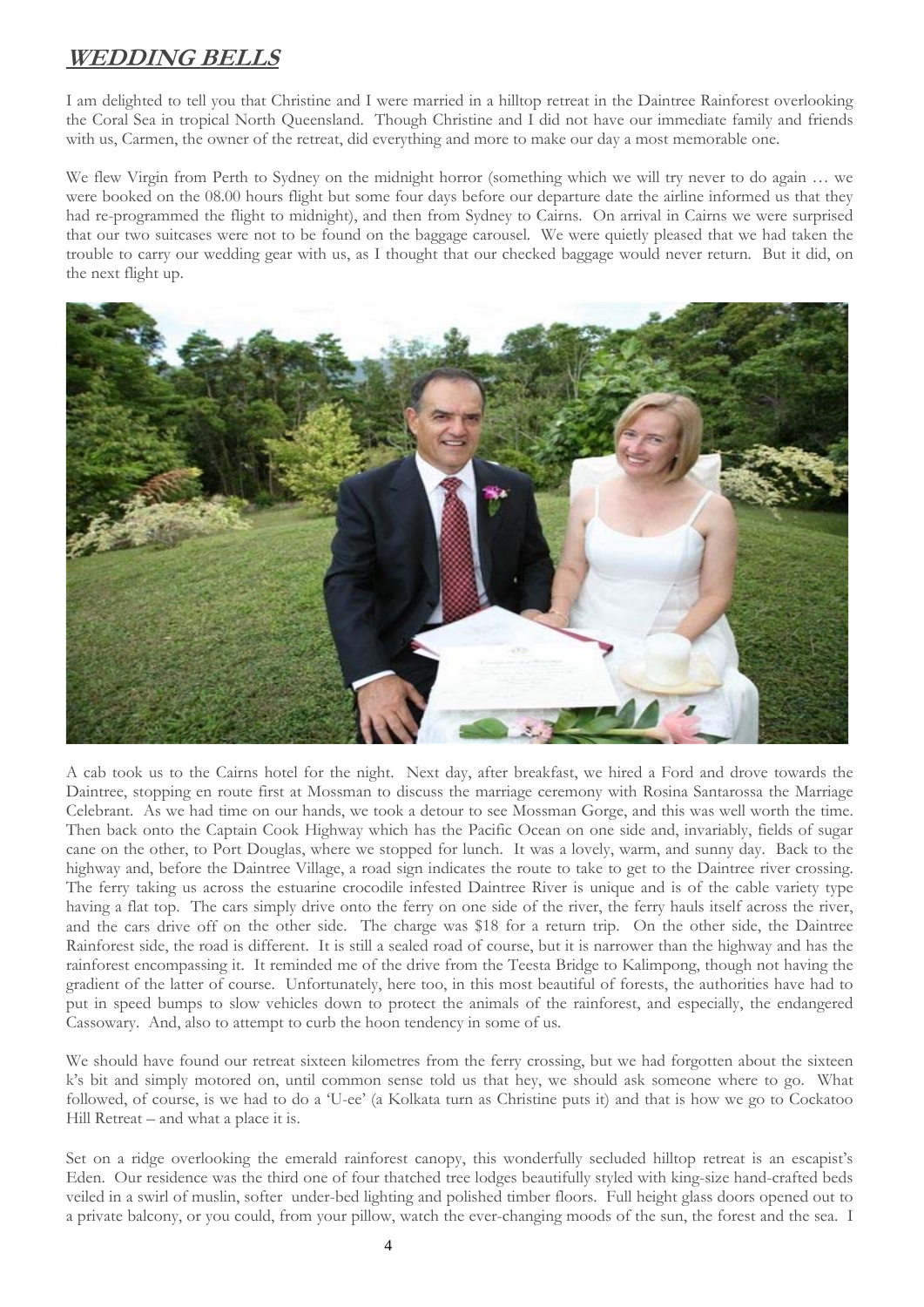## ***WEDDING BELLS***

I am delighted to tell you that Christine and I were married in a hilltop retreat in the Daintree Rainforest overlooking the Coral Sea in tropical North Queensland. Though Christine and I did not have our immediate family and friends with us, Carmen, the owner of the retreat, did everything and more to make our day a most memorable one.

We flew Virgin from Perth to Sydney on the midnight horror (something which we will try never to do again … we were booked on the 08.00 hours flight but some four days before our departure date the airline informed us that they had re-programmed the flight to midnight), and then from Sydney to Cairns. On arrival in Cairns we were surprised that our two suitcases were not to be found on the baggage carousel. We were quietly pleased that we had taken the trouble to carry our wedding gear with us, as I thought that our checked baggage would never return. But it did, on the next flight up.

A cab took us to the Cairns hotel for the night. Next day, after breakfast, we hired a Ford and drove towards the Daintree, stopping en route first at Mossman to discuss the marriage ceremony with Rosina Santarossa the Marriage Celebrant. As we had time on our hands, we took a detour to see Mossman Gorge, and this was well worth the time. Then back onto the Captain Cook Highway which has the Pacific Ocean on one side and, invariably, fields of sugar cane on the other, to Port Douglas, where we stopped for lunch. It was a lovely, warm, and sunny day. Back to the highway and, before the Daintree Village, a road sign indicates the route to take to get to the Daintree river crossing. The ferry taking us across the estuarine crocodile infested Daintree River is unique and is of the cable variety type having a flat top. The cars simply drive onto the ferry on one side of the river, the ferry hauls itself across the river, and the cars drive off on the other side. The charge was $18 for a return trip. On the other side, the Daintree Rainforest side, the road is different. It is still a sealed road of course, but it is narrower than the highway and has the rainforest encompassing it. It reminded me of the drive from the Teesta Bridge to Kalimpong, though not having the gradient of the latter of course. Unfortunately, here too, in this most beautiful of forests, the authorities have had to put in speed bumps to slow vehicles down to protect the animals of the rainforest, and especially, the endangered Cassowary. And, also to attempt to curb the hoon tendency in some of us.

We should have found our retreat sixteen kilometres from the ferry crossing, but we had forgotten about the sixteen k's bit and simply motored on, until common sense told us that hey, we should ask someone where to go. What followed, of course, is we had to do a 'U-ee' (a Kolkata turn as Christine puts it) and that is how we go to Cockatoo Hill Retreat – and what a place it is.

Set on a ridge overlooking the emerald rainforest canopy, this wonderfully secluded hilltop retreat is an escapist's Eden. Our residence was the third one of four thatched tree lodges beautifully styled with king-size hand-crafted beds veiled in a swirl of muslin, softer under-bed lighting and polished timber floors. Full height glass doors opened out to a private balcony, or you could, from your pillow, watch the ever-changing moods of the sun, the forest and the sea. I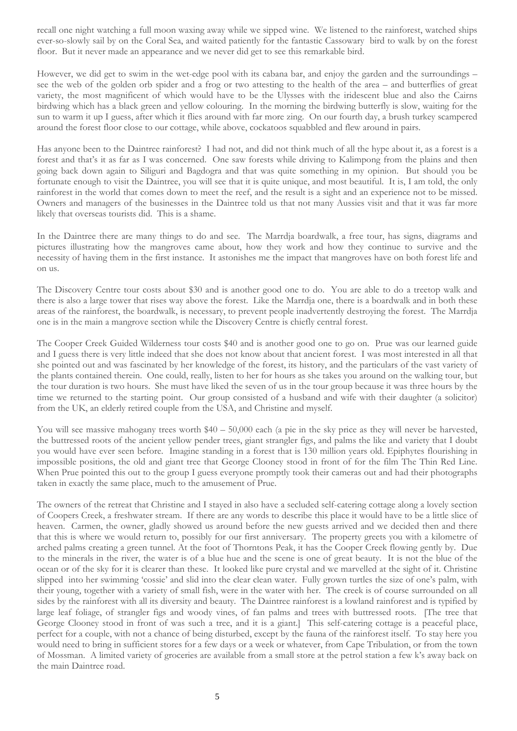recall one night watching a full moon waxing away while we sipped wine. We listened to the rainforest, watched ships ever-so-slowly sail by on the Coral Sea, and waited patiently for the fantastic Cassowary bird to walk by on the forest floor. But it never made an appearance and we never did get to see this remarkable bird.

However, we did get to swim in the wet-edge pool with its cabana bar, and enjoy the garden and the surroundings – see the web of the golden orb spider and a frog or two attesting to the health of the area – and butterflies of great variety, the most magnificent of which would have to be the Ulysses with the iridescent blue and also the Cairns birdwing which has a black green and yellow colouring. In the morning the birdwing butterfly is slow, waiting for the sun to warm it up I guess, after which it flies around with far more zing. On our fourth day, a brush turkey scampered around the forest floor close to our cottage, while above, cockatoos squabbled and flew around in pairs.

Has anyone been to the Daintree rainforest? I had not, and did not think much of all the hype about it, as a forest is a forest and that's it as far as I was concerned. One saw forests while driving to Kalimpong from the plains and then going back down again to Siliguri and Bagdogra and that was quite something in my opinion. But should you be fortunate enough to visit the Daintree, you will see that it is quite unique, and most beautiful. It is, I am told, the only rainforest in the world that comes down to meet the reef, and the result is a sight and an experience not to be missed. Owners and managers of the businesses in the Daintree told us that not many Aussies visit and that it was far more likely that overseas tourists did. This is a shame.

In the Daintree there are many things to do and see. The Marrdja boardwalk, a free tour, has signs, diagrams and pictures illustrating how the mangroves came about, how they work and how they continue to survive and the necessity of having them in the first instance. It astonishes me the impact that mangroves have on both forest life and on us.

The Discovery Centre tour costs about $30 and is another good one to do. You are able to do a treetop walk and there is also a large tower that rises way above the forest. Like the Marrdja one, there is a boardwalk and in both these areas of the rainforest, the boardwalk, is necessary, to prevent people inadvertently destroying the forest. The Marrdja one is in the main a mangrove section while the Discovery Centre is chiefly central forest.

The Cooper Creek Guided Wilderness tour costs $40 and is another good one to go on. Prue was our learned guide and I guess there is very little indeed that she does not know about that ancient forest. I was most interested in all that she pointed out and was fascinated by her knowledge of the forest, its history, and the particulars of the vast variety of the plants contained therein. One could, really, listen to her for hours as she takes you around on the walking tour, but the tour duration is two hours. She must have liked the seven of us in the tour group because it was three hours by the time we returned to the starting point. Our group consisted of a husband and wife with their daughter (a solicitor) from the UK, an elderly retired couple from the USA, and Christine and myself.

You will see massive mahogany trees worth $40 – 50,000 each (a pie in the sky price as they will never be harvested, the buttressed roots of the ancient yellow pender trees, giant strangler figs, and palms the like and variety that I doubt you would have ever seen before. Imagine standing in a forest that is 130 million years old. Epiphytes flourishing in impossible positions, the old and giant tree that George Clooney stood in front of for the film The Thin Red Line. When Prue pointed this out to the group I guess everyone promptly took their cameras out and had their photographs taken in exactly the same place, much to the amusement of Prue.

The owners of the retreat that Christine and I stayed in also have a secluded self-catering cottage along a lovely section of Coopers Creek, a freshwater stream. If there are any words to describe this place it would have to be a little slice of heaven. Carmen, the owner, gladly showed us around before the new guests arrived and we decided then and there that this is where we would return to, possibly for our first anniversary. The property greets you with a kilometre of arched palms creating a green tunnel. At the foot of Thorntons Peak, it has the Cooper Creek flowing gently by. Due to the minerals in the river, the water is of a blue hue and the scene is one of great beauty. It is not the blue of the ocean or of the sky for it is clearer than these. It looked like pure crystal and we marvelled at the sight of it. Christine slipped into her swimming 'cossie' and slid into the clear clean water. Fully grown turtles the size of one's palm, with their young, together with a variety of small fish, were in the water with her. The creek is of course surrounded on all sides by the rainforest with all its diversity and beauty. The Daintree rainforest is a lowland rainforest and is typified by large leaf foliage, of strangler figs and woody vines, of fan palms and trees with buttressed roots. [The tree that George Clooney stood in front of was such a tree, and it is a giant.] This self-catering cottage is a peaceful place, perfect for a couple, with not a chance of being disturbed, except by the fauna of the rainforest itself. To stay here you would need to bring in sufficient stores for a few days or a week or whatever, from Cape Tribulation, or from the town of Mossman. A limited variety of groceries are available from a small store at the petrol station a few k's away back on the main Daintree road.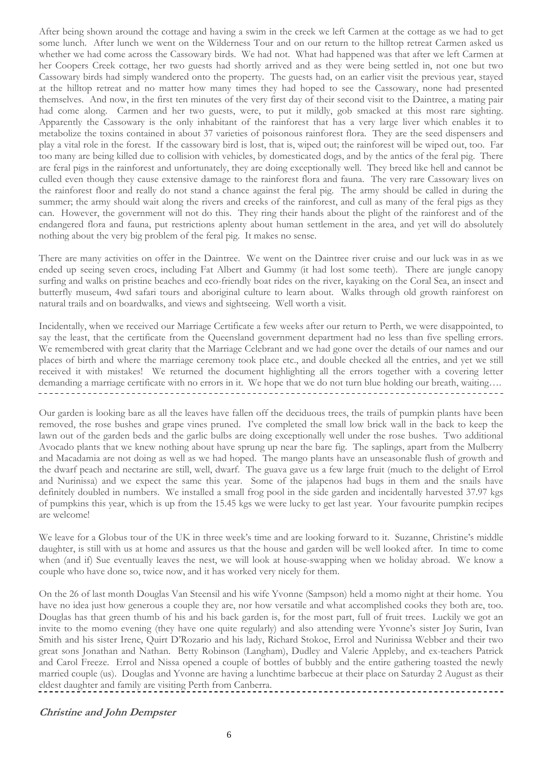After being shown around the cottage and having a swim in the creek we left Carmen at the cottage as we had to get some lunch. After lunch we went on the Wilderness Tour and on our return to the hilltop retreat Carmen asked us whether we had come across the Cassowary birds. We had not. What had happened was that after we left Carmen at her Coopers Creek cottage, her two guests had shortly arrived and as they were being settled in, not one but two Cassowary birds had simply wandered onto the property. The guests had, on an earlier visit the previous year, stayed at the hilltop retreat and no matter how many times they had hoped to see the Cassowary, none had presented themselves. And now, in the first ten minutes of the very first day of their second visit to the Daintree, a mating pair had come along. Carmen and her two guests, were, to put it mildly, gob smacked at this most rare sighting. Apparently the Cassowary is the only inhabitant of the rainforest that has a very large liver which enables it to metabolize the toxins contained in about 37 varieties of poisonous rainforest flora. They are the seed dispensers and play a vital role in the forest. If the cassowary bird is lost, that is, wiped out; the rainforest will be wiped out, too. Far too many are being killed due to collision with vehicles, by domesticated dogs, and by the antics of the feral pig. There are feral pigs in the rainforest and unfortunately, they are doing exceptionally well. They breed like hell and cannot be culled even though they cause extensive damage to the rainforest flora and fauna. The very rare Cassowary lives on the rainforest floor and really do not stand a chance against the feral pig. The army should be called in during the summer; the army should wait along the rivers and creeks of the rainforest, and cull as many of the feral pigs as they can. However, the government will not do this. They ring their hands about the plight of the rainforest and of the endangered flora and fauna, put restrictions aplenty about human settlement in the area, and yet will do absolutely nothing about the very big problem of the feral pig. It makes no sense.

There are many activities on offer in the Daintree. We went on the Daintree river cruise and our luck was in as we ended up seeing seven crocs, including Fat Albert and Gummy (it had lost some teeth). There are jungle canopy surfing and walks on pristine beaches and eco-friendly boat rides on the river, kayaking on the Coral Sea, an insect and butterfly museum, 4wd safari tours and aboriginal culture to learn about. Walks through old growth rainforest on natural trails and on boardwalks, and views and sightseeing. Well worth a visit.

Incidentally, when we received our Marriage Certificate a few weeks after our return to Perth, we were disappointed, to say the least, that the certificate from the Queensland government department had no less than five spelling errors. We remembered with great clarity that the Marriage Celebrant and we had gone over the details of our names and our places of birth and where the marriage ceremony took place etc., and double checked all the entries, and yet we still received it with mistakes! We returned the document highlighting all the errors together with a covering letter demanding a marriage certificate with no errors in it. We hope that we do not turn blue holding our breath, waiting….

---

Our garden is looking bare as all the leaves have fallen off the deciduous trees, the trails of pumpkin plants have been removed, the rose bushes and grape vines pruned. I've completed the small low brick wall in the back to keep the lawn out of the garden beds and the garlic bulbs are doing exceptionally well under the rose bushes. Two additional Avocado plants that we knew nothing about have sprung up near the bare fig. The saplings, apart from the Mulberry and Macadamia are not doing as well as we had hoped. The mango plants have an unseasonable flush of growth and the dwarf peach and nectarine are still, well, dwarf. The guava gave us a few large fruit (much to the delight of Errol and Nurinissa) and we expect the same this year. Some of the jalapenos had bugs in them and the snails have definitely doubled in numbers. We installed a small frog pool in the side garden and incidentally harvested 37.97 kgs of pumpkins this year, which is up from the 15.45 kgs we were lucky to get last year. Your favourite pumpkin recipes are welcome!

We leave for a Globus tour of the UK in three week's time and are looking forward to it. Suzanne, Christine's middle daughter, is still with us at home and assures us that the house and garden will be well looked after. In time to come when (and if) Sue eventually leaves the nest, we will look at house-swapping when we holiday abroad. We know a couple who have done so, twice now, and it has worked very nicely for them.

On the 26 of last month Douglas Van Steensil and his wife Yvonne (Sampson) held a momo night at their home. You have no idea just how generous a couple they are, nor how versatile and what accomplished cooks they both are, too. Douglas has that green thumb of his and his back garden is, for the most part, full of fruit trees. Luckily we got an invite to the momo evening (they have one quite regularly) and also attending were Yvonne's sister Joy Surin, Ivan Smith and his sister Irene, Quirt D'Rozario and his lady, Richard Stokoe, Errol and Nurinissa Webber and their two great sons Jonathan and Nathan. Betty Robinson (Langham), Dudley and Valerie Appleby, and ex-teachers Patrick and Carol Freeze. Errol and Nissa opened a couple of bottles of bubbly and the entire gathering toasted the newly married couple (us). Douglas and Yvonne are having a lunchtime barbecue at their place on Saturday 2 August as their eldest daughter and family are visiting Perth from Canberra.

---

***Christine and John Dempster***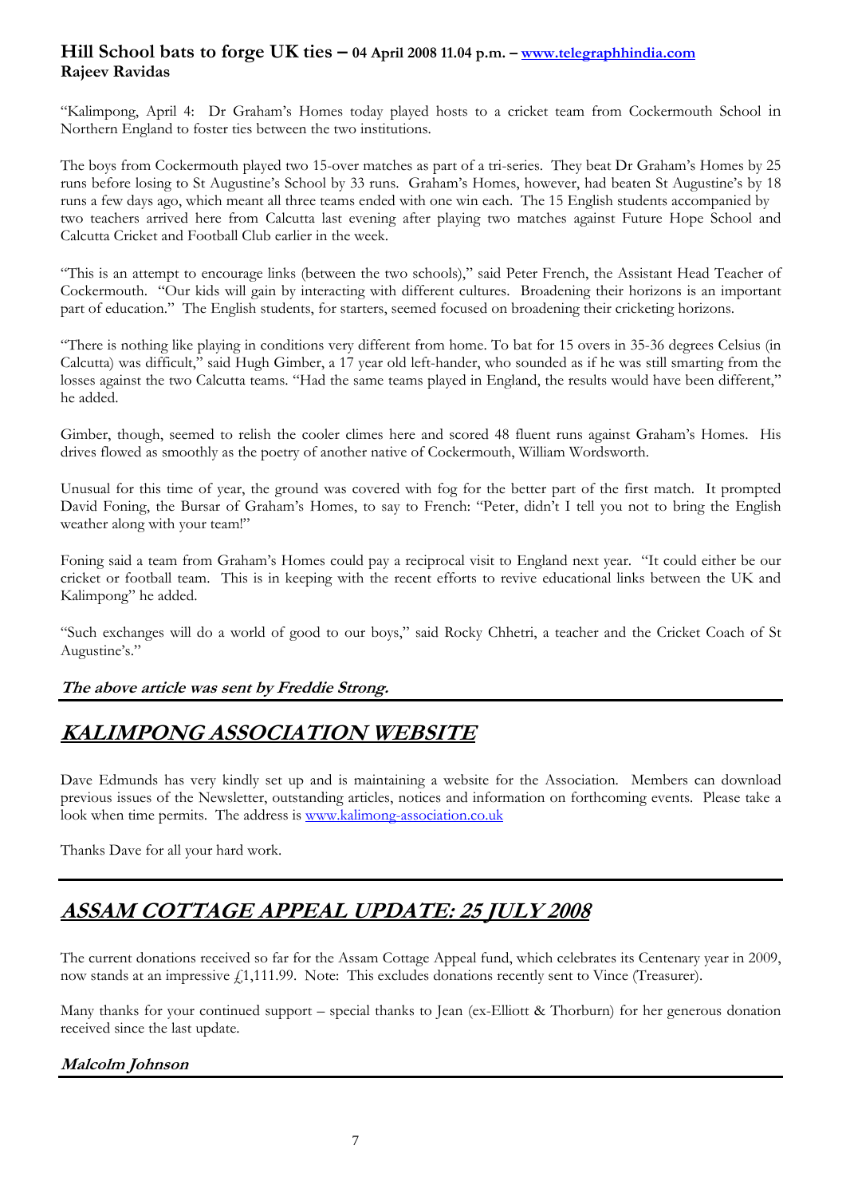### **Hill School bats to forge UK ties – 04 April 2008 11.04 p.m. – www.telegraphhindia.com**
**Rajeev Ravidas**

"Kalimpong, April 4: Dr Graham's Homes today played hosts to a cricket team from Cockermouth School in Northern England to foster ties between the two institutions.

The boys from Cockermouth played two 15-over matches as part of a tri-series. They beat Dr Graham's Homes by 25 runs before losing to St Augustine's School by 33 runs. Graham's Homes, however, had beaten St Augustine's by 18 runs a few days ago, which meant all three teams ended with one win each. The 15 English students accompanied by two teachers arrived here from Calcutta last evening after playing two matches against Future Hope School and Calcutta Cricket and Football Club earlier in the week.

"This is an attempt to encourage links (between the two schools)," said Peter French, the Assistant Head Teacher of Cockermouth. "Our kids will gain by interacting with different cultures. Broadening their horizons is an important part of education." The English students, for starters, seemed focused on broadening their cricketing horizons.

"There is nothing like playing in conditions very different from home. To bat for 15 overs in 35-36 degrees Celsius (in Calcutta) was difficult," said Hugh Gimber, a 17 year old left-hander, who sounded as if he was still smarting from the losses against the two Calcutta teams. "Had the same teams played in England, the results would have been different," he added.

Gimber, though, seemed to relish the cooler climes here and scored 48 fluent runs against Graham's Homes. His drives flowed as smoothly as the poetry of another native of Cockermouth, William Wordsworth.

Unusual for this time of year, the ground was covered with fog for the better part of the first match. It prompted David Foning, the Bursar of Graham's Homes, to say to French: "Peter, didn't I tell you not to bring the English weather along with your team!"

Foning said a team from Graham's Homes could pay a reciprocal visit to England next year. "It could either be our cricket or football team. This is in keeping with the recent efforts to revive educational links between the UK and Kalimpong" he added.

"Such exchanges will do a world of good to our boys," said Rocky Chhetri, a teacher and the Cricket Coach of St Augustine's."

***The above article was sent by Freddie Strong.***

---

## ***KALIMPONG ASSOCIATION WEBSITE***

Dave Edmunds has very kindly set up and is maintaining a website for the Association. Members can download previous issues of the Newsletter, outstanding articles, notices and information on forthcoming events. Please take a look when time permits. The address is www.kalimong-association.co.uk

Thanks Dave for all your hard work.

---

## ***ASSAM COTTAGE APPEAL UPDATE: 25 JULY 2008***

The current donations received so far for the Assam Cottage Appeal fund, which celebrates its Centenary year in 2009, now stands at an impressive £1,111.99. Note: This excludes donations recently sent to Vince (Treasurer).

Many thanks for your continued support – special thanks to Jean (ex-Elliott & Thorburn) for her generous donation received since the last update.

***Malcolm Johnson***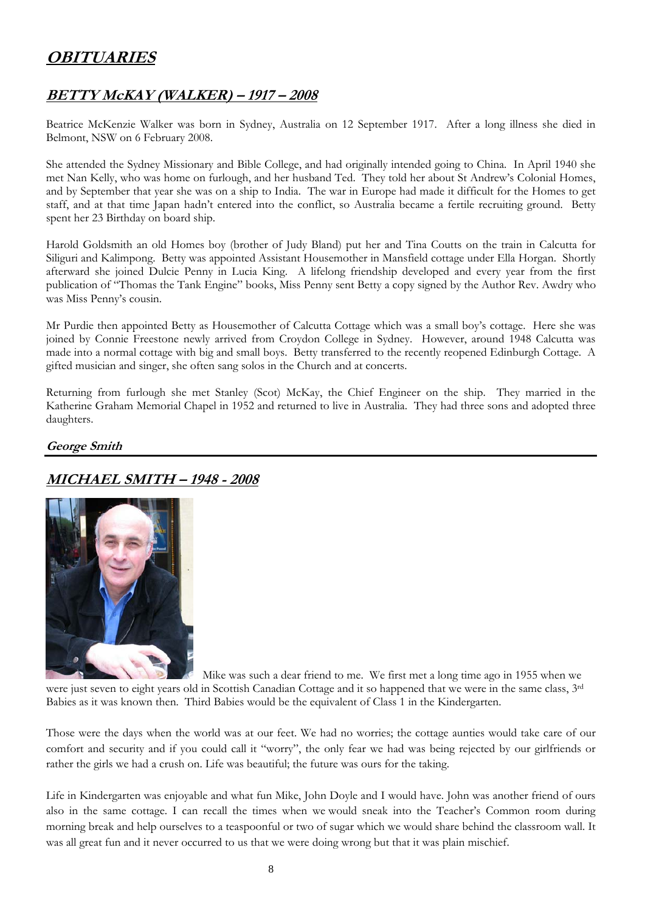# OBITUARIES

## BETTY McKAY (WALKER) – 1917 – 2008

Beatrice McKenzie Walker was born in Sydney, Australia on 12 September 1917. After a long illness she died in Belmont, NSW on 6 February 2008.

She attended the Sydney Missionary and Bible College, and had originally intended going to China. In April 1940 she met Nan Kelly, who was home on furlough, and her husband Ted. They told her about St Andrew's Colonial Homes, and by September that year she was on a ship to India. The war in Europe had made it difficult for the Homes to get staff, and at that time Japan hadn't entered into the conflict, so Australia became a fertile recruiting ground. Betty spent her 23 Birthday on board ship.

Harold Goldsmith an old Homes boy (brother of Judy Bland) put her and Tina Coutts on the train in Calcutta for Siliguri and Kalimpong. Betty was appointed Assistant Housemother in Mansfield cottage under Ella Horgan. Shortly afterward she joined Dulcie Penny in Lucia King. A lifelong friendship developed and every year from the first publication of "Thomas the Tank Engine" books, Miss Penny sent Betty a copy signed by the Author Rev. Awdry who was Miss Penny's cousin.

Mr Purdie then appointed Betty as Housemother of Calcutta Cottage which was a small boy's cottage. Here she was joined by Connie Freestone newly arrived from Croydon College in Sydney. However, around 1948 Calcutta was made into a normal cottage with big and small boys. Betty transferred to the recently reopened Edinburgh Cottage. A gifted musician and singer, she often sang solos in the Church and at concerts.

Returning from furlough she met Stanley (Scot) McKay, the Chief Engineer on the ship. They married in the Katherine Graham Memorial Chapel in 1952 and returned to live in Australia. They had three sons and adopted three daughters.

***George Smith***

---

## MICHAEL SMITH – 1948 - 2008

Mike was such a dear friend to me. We first met a long time ago in 1955 when we were just seven to eight years old in Scottish Canadian Cottage and it so happened that we were in the same class, 3rd Babies as it was known then. Third Babies would be the equivalent of Class 1 in the Kindergarten.

Those were the days when the world was at our feet. We had no worries; the cottage aunties would take care of our comfort and security and if you could call it "worry", the only fear we had was being rejected by our girlfriends or rather the girls we had a crush on. Life was beautiful; the future was ours for the taking.

Life in Kindergarten was enjoyable and what fun Mike, John Doyle and I would have. John was another friend of ours also in the same cottage. I can recall the times when we would sneak into the Teacher's Common room during morning break and help ourselves to a teaspoonful or two of sugar which we would share behind the classroom wall. It was all great fun and it never occurred to us that we were doing wrong but that it was plain mischief.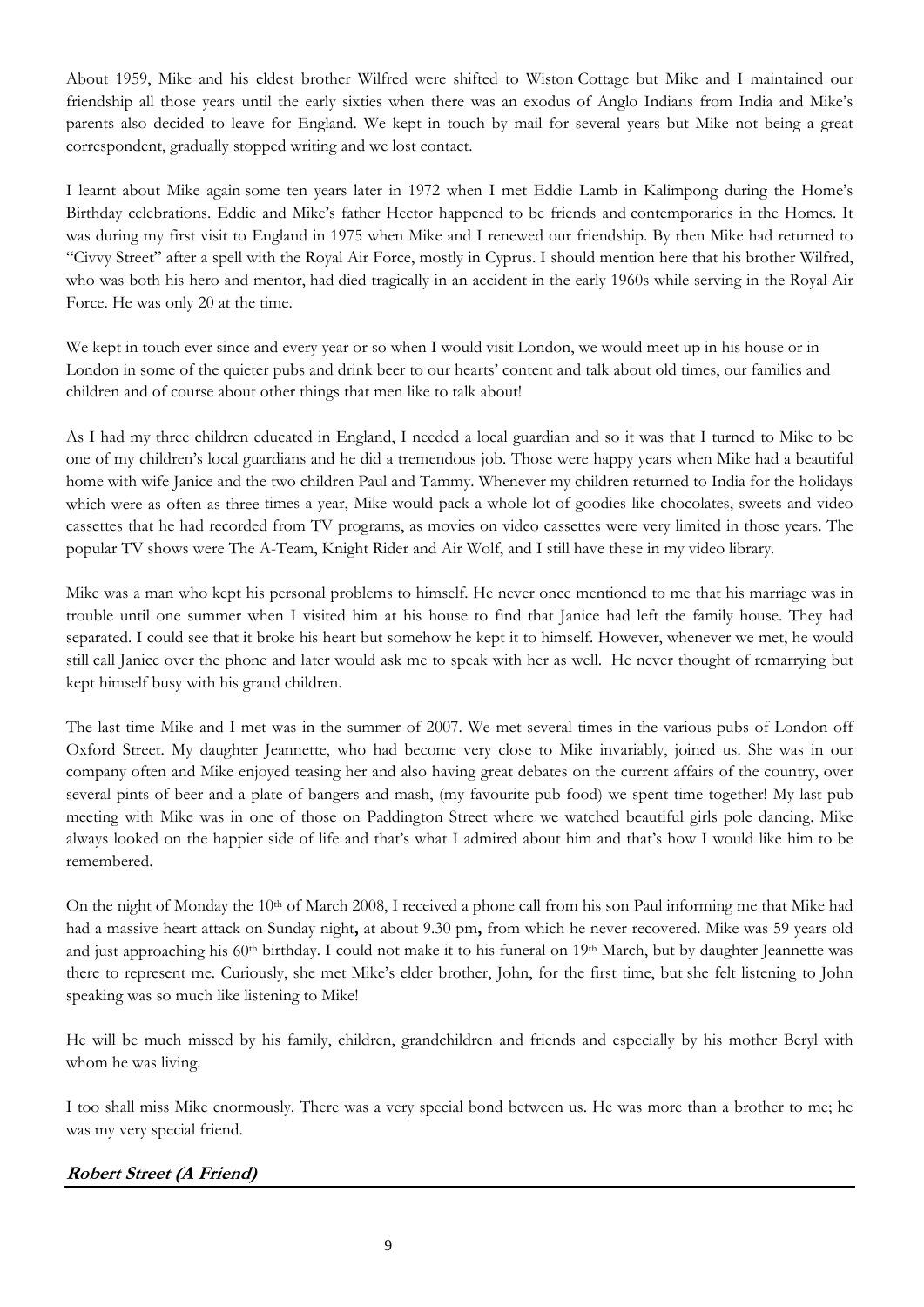About 1959, Mike and his eldest brother Wilfred were shifted to Wiston Cottage but Mike and I maintained our friendship all those years until the early sixties when there was an exodus of Anglo Indians from India and Mike's parents also decided to leave for England. We kept in touch by mail for several years but Mike not being a great correspondent, gradually stopped writing and we lost contact.

I learnt about Mike again some ten years later in 1972 when I met Eddie Lamb in Kalimpong during the Home's Birthday celebrations. Eddie and Mike's father Hector happened to be friends and contemporaries in the Homes. It was during my first visit to England in 1975 when Mike and I renewed our friendship. By then Mike had returned to "Civvy Street" after a spell with the Royal Air Force, mostly in Cyprus. I should mention here that his brother Wilfred, who was both his hero and mentor, had died tragically in an accident in the early 1960s while serving in the Royal Air Force. He was only 20 at the time.

We kept in touch ever since and every year or so when I would visit London, we would meet up in his house or in London in some of the quieter pubs and drink beer to our hearts' content and talk about old times, our families and children and of course about other things that men like to talk about!

As I had my three children educated in England, I needed a local guardian and so it was that I turned to Mike to be one of my children's local guardians and he did a tremendous job. Those were happy years when Mike had a beautiful home with wife Janice and the two children Paul and Tammy. Whenever my children returned to India for the holidays which were as often as three times a year, Mike would pack a whole lot of goodies like chocolates, sweets and video cassettes that he had recorded from TV programs, as movies on video cassettes were very limited in those years. The popular TV shows were The A-Team, Knight Rider and Air Wolf, and I still have these in my video library.

Mike was a man who kept his personal problems to himself. He never once mentioned to me that his marriage was in trouble until one summer when I visited him at his house to find that Janice had left the family house. They had separated. I could see that it broke his heart but somehow he kept it to himself. However, whenever we met, he would still call Janice over the phone and later would ask me to speak with her as well. He never thought of remarrying but kept himself busy with his grand children.

The last time Mike and I met was in the summer of 2007. We met several times in the various pubs of London off Oxford Street. My daughter Jeannette, who had become very close to Mike invariably, joined us. She was in our company often and Mike enjoyed teasing her and also having great debates on the current affairs of the country, over several pints of beer and a plate of bangers and mash, (my favourite pub food) we spent time together! My last pub meeting with Mike was in one of those on Paddington Street where we watched beautiful girls pole dancing. Mike always looked on the happier side of life and that's what I admired about him and that's how I would like him to be remembered.

On the night of Monday the 10th of March 2008, I received a phone call from his son Paul informing me that Mike had had a massive heart attack on Sunday night**,** at about 9.30 pm**,** from which he never recovered. Mike was 59 years old and just approaching his 60th birthday. I could not make it to his funeral on 19th March, but by daughter Jeannette was there to represent me. Curiously, she met Mike's elder brother, John, for the first time, but she felt listening to John speaking was so much like listening to Mike!

He will be much missed by his family, children, grandchildren and friends and especially by his mother Beryl with whom he was living.

I too shall miss Mike enormously. There was a very special bond between us. He was more than a brother to me; he was my very special friend.

***Robert Street (A Friend)***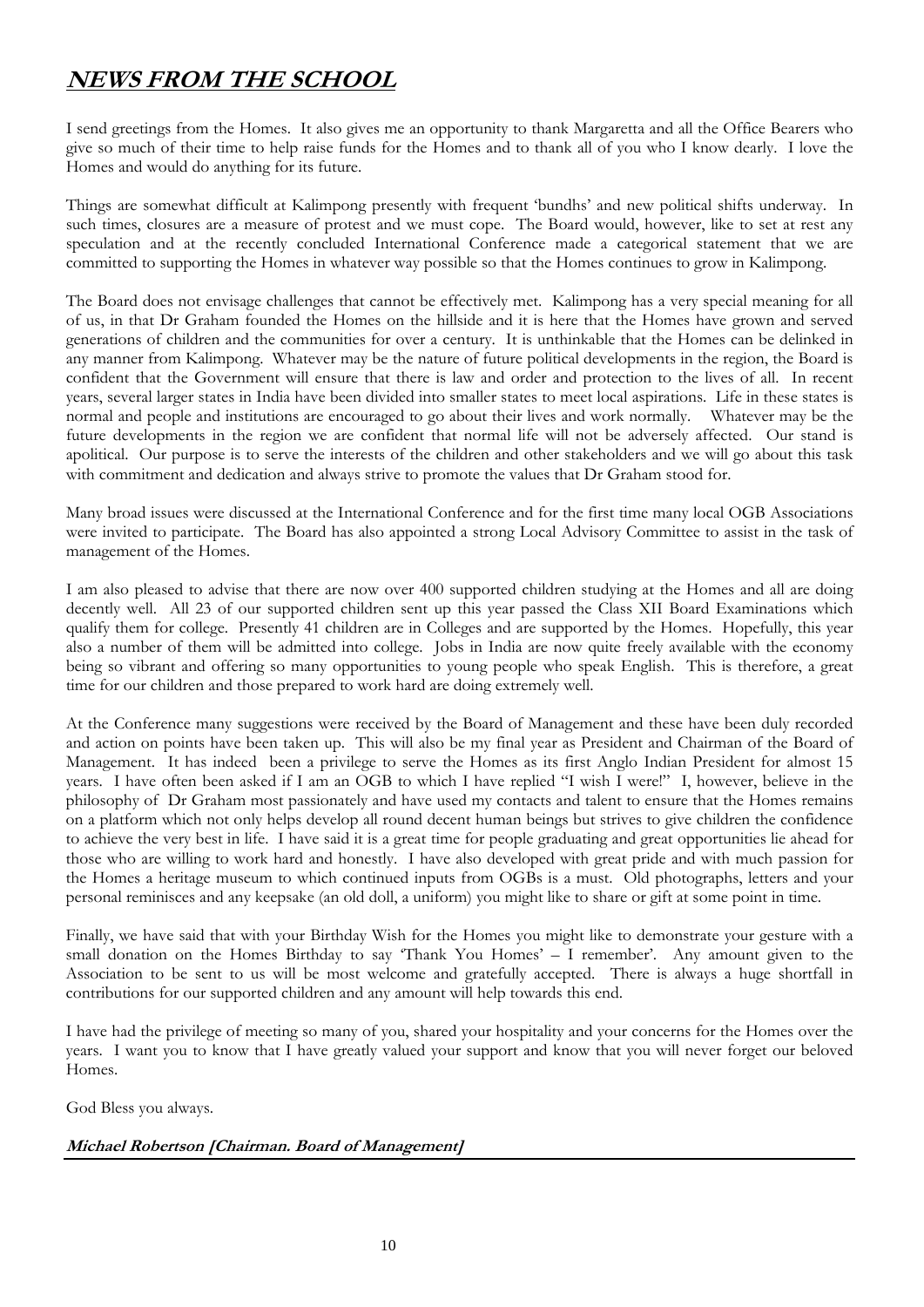# NEWS FROM THE SCHOOL

I send greetings from the Homes. It also gives me an opportunity to thank Margaretta and all the Office Bearers who give so much of their time to help raise funds for the Homes and to thank all of you who I know dearly. I love the Homes and would do anything for its future.

Things are somewhat difficult at Kalimpong presently with frequent 'bundhs' and new political shifts underway. In such times, closures are a measure of protest and we must cope. The Board would, however, like to set at rest any speculation and at the recently concluded International Conference made a categorical statement that we are committed to supporting the Homes in whatever way possible so that the Homes continues to grow in Kalimpong.

The Board does not envisage challenges that cannot be effectively met. Kalimpong has a very special meaning for all of us, in that Dr Graham founded the Homes on the hillside and it is here that the Homes have grown and served generations of children and the communities for over a century. It is unthinkable that the Homes can be delinked in any manner from Kalimpong. Whatever may be the nature of future political developments in the region, the Board is confident that the Government will ensure that there is law and order and protection to the lives of all. In recent years, several larger states in India have been divided into smaller states to meet local aspirations. Life in these states is normal and people and institutions are encouraged to go about their lives and work normally. Whatever may be the future developments in the region we are confident that normal life will not be adversely affected. Our stand is apolitical. Our purpose is to serve the interests of the children and other stakeholders and we will go about this task with commitment and dedication and always strive to promote the values that Dr Graham stood for.

Many broad issues were discussed at the International Conference and for the first time many local OGB Associations were invited to participate. The Board has also appointed a strong Local Advisory Committee to assist in the task of management of the Homes.

I am also pleased to advise that there are now over 400 supported children studying at the Homes and all are doing decently well. All 23 of our supported children sent up this year passed the Class XII Board Examinations which qualify them for college. Presently 41 children are in Colleges and are supported by the Homes. Hopefully, this year also a number of them will be admitted into college. Jobs in India are now quite freely available with the economy being so vibrant and offering so many opportunities to young people who speak English. This is therefore, a great time for our children and those prepared to work hard are doing extremely well.

At the Conference many suggestions were received by the Board of Management and these have been duly recorded and action on points have been taken up. This will also be my final year as President and Chairman of the Board of Management. It has indeed been a privilege to serve the Homes as its first Anglo Indian President for almost 15 years. I have often been asked if I am an OGB to which I have replied "I wish I were!" I, however, believe in the philosophy of Dr Graham most passionately and have used my contacts and talent to ensure that the Homes remains on a platform which not only helps develop all round decent human beings but strives to give children the confidence to achieve the very best in life. I have said it is a great time for people graduating and great opportunities lie ahead for those who are willing to work hard and honestly. I have also developed with great pride and with much passion for the Homes a heritage museum to which continued inputs from OGBs is a must. Old photographs, letters and your personal reminisces and any keepsake (an old doll, a uniform) you might like to share or gift at some point in time.

Finally, we have said that with your Birthday Wish for the Homes you might like to demonstrate your gesture with a small donation on the Homes Birthday to say 'Thank You Homes' – I remember'. Any amount given to the Association to be sent to us will be most welcome and gratefully accepted. There is always a huge shortfall in contributions for our supported children and any amount will help towards this end.

I have had the privilege of meeting so many of you, shared your hospitality and your concerns for the Homes over the years. I want you to know that I have greatly valued your support and know that you will never forget our beloved Homes.

God Bless you always.

***Michael Robertson [Chairman. Board of Management]***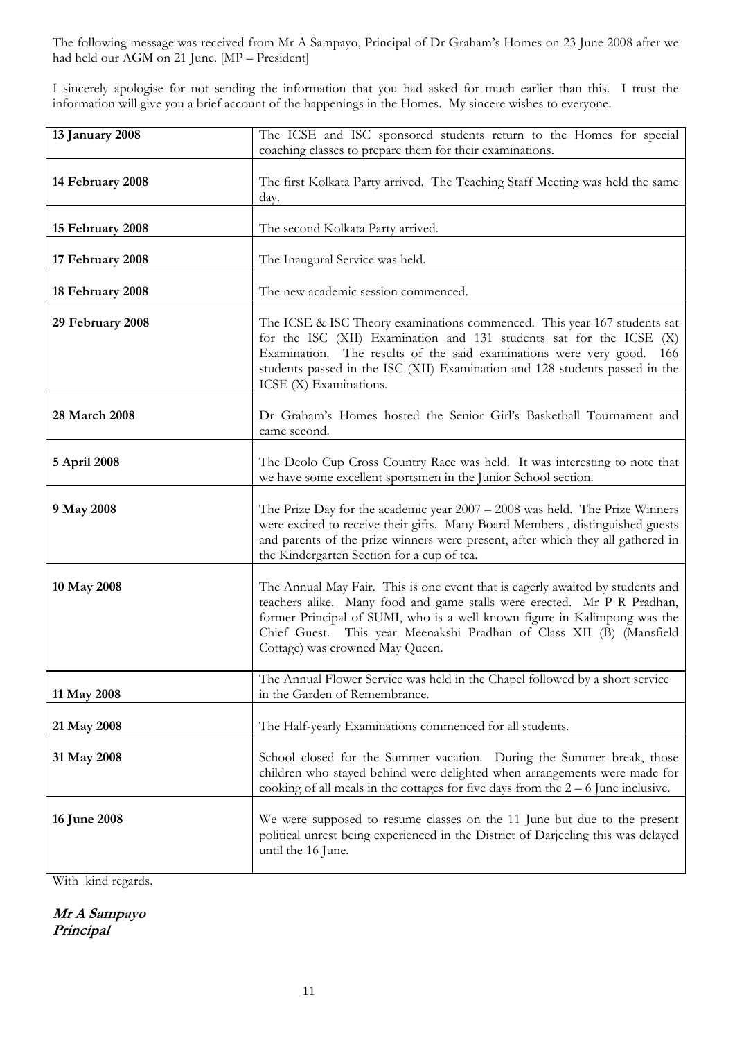The following message was received from Mr A Sampayo, Principal of Dr Graham's Homes on 23 June 2008 after we had held our AGM on 21 June. [MP – President]

I sincerely apologise for not sending the information that you had asked for much earlier than this. I trust the information will give you a brief account of the happenings in the Homes. My sincere wishes to everyone.

| | |
|---|---|
| **13 January 2008** | The ICSE and ISC sponsored students return to the Homes for special coaching classes to prepare them for their examinations. |
| **14 February 2008** | The first Kolkata Party arrived. The Teaching Staff Meeting was held the same day. |
| **15 February 2008** | The second Kolkata Party arrived. |
| **17 February 2008** | The Inaugural Service was held. |
| **18 February 2008** | The new academic session commenced. |
| **29 February 2008** | The ICSE & ISC Theory examinations commenced. This year 167 students sat for the ISC (XII) Examination and 131 students sat for the ICSE (X) Examination. The results of the said examinations were very good. 166 students passed in the ISC (XII) Examination and 128 students passed in the ICSE (X) Examinations. |
| **28 March 2008** | Dr Graham's Homes hosted the Senior Girl's Basketball Tournament and came second. |
| **5 April 2008** | The Deolo Cup Cross Country Race was held. It was interesting to note that we have some excellent sportsmen in the Junior School section. |
| **9 May 2008** | The Prize Day for the academic year 2007 – 2008 was held. The Prize Winners were excited to receive their gifts. Many Board Members , distinguished guests and parents of the prize winners were present, after which they all gathered in the Kindergarten Section for a cup of tea. |
| **10 May 2008** | The Annual May Fair. This is one event that is eagerly awaited by students and teachers alike. Many food and game stalls were erected. Mr P R Pradhan, former Principal of SUMI, who is a well known figure in Kalimpong was the Chief Guest. This year Meenakshi Pradhan of Class XII (B) (Mansfield Cottage) was crowned May Queen. |
| **11 May 2008** | The Annual Flower Service was held in the Chapel followed by a short service in the Garden of Remembrance. |
| **21 May 2008** | The Half-yearly Examinations commenced for all students. |
| **31 May 2008** | School closed for the Summer vacation. During the Summer break, those children who stayed behind were delighted when arrangements were made for cooking of all meals in the cottages for five days from the 2 – 6 June inclusive. |
| **16 June 2008** | We were supposed to resume classes on the 11 June but due to the present political unrest being experienced in the District of Darjeeling this was delayed until the 16 June. |

With kind regards.

***Mr A Sampayo***
***Principal***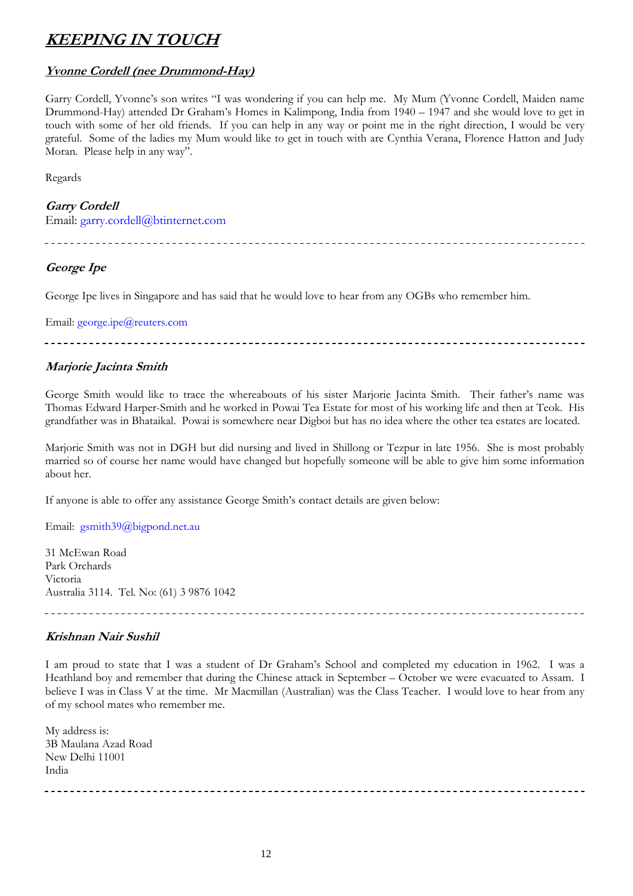# ***KEEPING IN TOUCH***

## ***Yvonne Cordell (nee Drummond-Hay)***

Garry Cordell, Yvonne's son writes "I was wondering if you can help me. My Mum (Yvonne Cordell, Maiden name Drummond-Hay) attended Dr Graham's Homes in Kalimpong, India from 1940 – 1947 and she would love to get in touch with some of her old friends. If you can help in any way or point me in the right direction, I would be very grateful. Some of the ladies my Mum would like to get in touch with are Cynthia Verana, Florence Hatton and Judy Moran. Please help in any way".

Regards

***Garry Cordell***
Email: garry.cordell@btinternet.com

---

## ***George Ipe***

George Ipe lives in Singapore and has said that he would love to hear from any OGBs who remember him.

Email: george.ipe@reuters.com

---

## ***Marjorie Jacinta Smith***

George Smith would like to trace the whereabouts of his sister Marjorie Jacinta Smith. Their father's name was Thomas Edward Harper-Smith and he worked in Powai Tea Estate for most of his working life and then at Teok. His grandfather was in Bhataikal. Powai is somewhere near Digboi but has no idea where the other tea estates are located.

Marjorie Smith was not in DGH but did nursing and lived in Shillong or Tezpur in late 1956. She is most probably married so of course her name would have changed but hopefully someone will be able to give him some information about her.

If anyone is able to offer any assistance George Smith's contact details are given below:

Email: gsmith39@bigpond.net.au

31 McEwan Road
Park Orchards
Victoria
Australia 3114. Tel. No: (61) 3 9876 1042

---

## ***Krishnan Nair Sushil***

I am proud to state that I was a student of Dr Graham's School and completed my education in 1962. I was a Heathland boy and remember that during the Chinese attack in September – October we were evacuated to Assam. I believe I was in Class V at the time. Mr Macmillan (Australian) was the Class Teacher. I would love to hear from any of my school mates who remember me.

My address is:
3B Maulana Azad Road
New Delhi 11001
India

---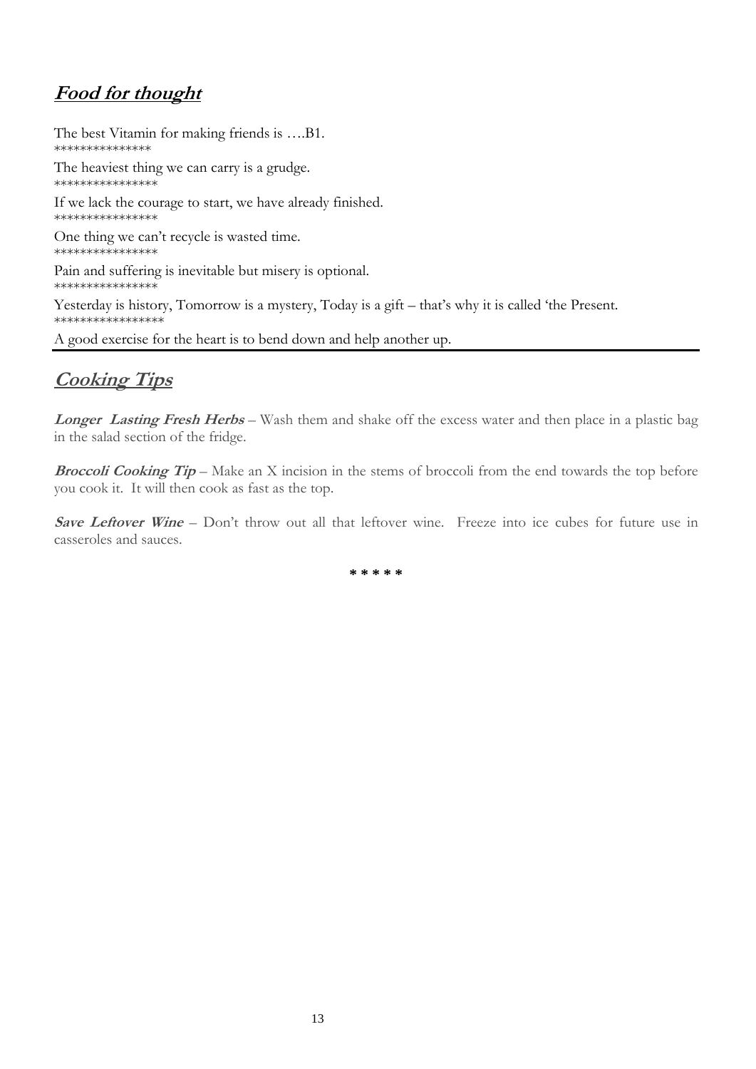## ***Food for thought***

The best Vitamin for making friends is ….B1.

***************

The heaviest thing we can carry is a grudge.

****************

If we lack the courage to start, we have already finished.

****************

One thing we can't recycle is wasted time.

****************

Pain and suffering is inevitable but misery is optional.

****************

Yesterday is history, Tomorrow is a mystery, Today is a gift – that's why it is called 'the Present.

*****************

A good exercise for the heart is to bend down and help another up.

---

## ***Cooking Tips***

***Longer Lasting Fresh Herbs*** – Wash them and shake off the excess water and then place in a plastic bag in the salad section of the fridge.

***Broccoli Cooking Tip*** – Make an X incision in the stems of broccoli from the end towards the top before you cook it. It will then cook as fast as the top.

***Save Leftover Wine*** – Don't throw out all that leftover wine. Freeze into ice cubes for future use in casseroles and sauces.

**\* \* \* \* \***